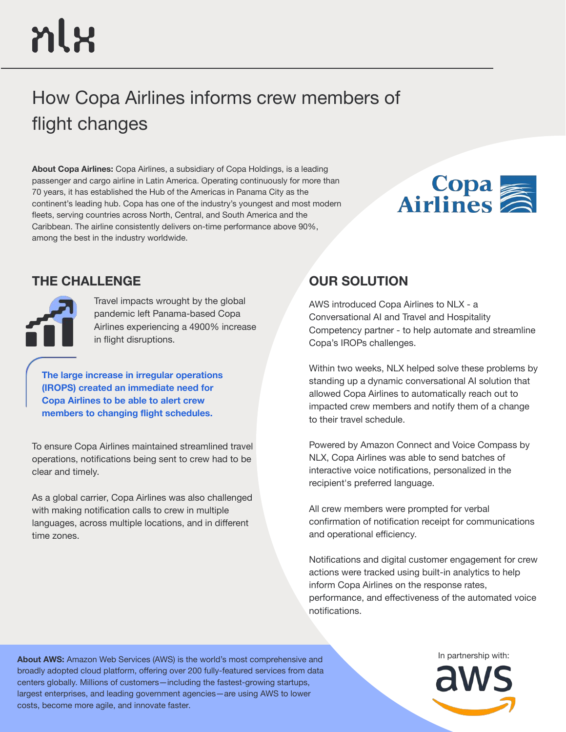nlx

# How Copa Airlines informs crew members of flight changes

**About Copa Airlines:** Copa Airlines, a subsidiary of Copa Holdings, is a leading passenger and cargo airline in Latin America. Operating continuously for more than 70 years, it has established the Hub of the Americas in Panama City as the continent's leading hub. Copa has one of the industry's youngest and most modern fleets, serving countries across North, Central, and South America and the Caribbean. The airline consistently delivers on-time performance above 90%, among the best in the industry worldwide.

## THE CHALLENGE

Travel impacts wrought by the global pandemic left Panama-based Copa Airlines experiencing a 4900% increase in flight disruptions.

**The large increase in irregular operations (IROPS) created an immediate need for Copa Airlines to be able to alert crew members to changing flight schedules.**

To ensure Copa Airlines maintained streamlined travel operations, notifications being sent to crew had to be clear and timely.

As a global carrier, Copa Airlines was also challenged with making notification calls to crew in multiple languages, across multiple locations, and in different time zones.

## OUR SOLUTION

AWS introduced Copa Airlines to NLX - a Conversational AI and Travel and Hospitality Competency partner - to help automate and streamline Copa's IROPs challenges.

Within two weeks, NLX helped solve these problems by standing up a dynamic conversational AI solution that allowed Copa Airlines to automatically reach out to impacted crew members and notify them of a change to their travel schedule.

Powered by Amazon Connect and Voice Compass by NLX, Copa Airlines was able to send batches of interactive voice notifications, personalized in the recipient's preferred language.

All crew members were prompted for verbal confirmation of notification receipt for communications and operational efficiency.

Notifications and digital customer engagement for crew actions were tracked using built-in analytics to help inform Copa Airlines on the response rates, performance, and effectiveness of the automated voice notifications.

**About AWS:** Amazon Web Services (AWS) is the world's most comprehensive and broadly adopted cloud platform, offering over 200 fully-featured services from data centers globally. Millions of customers—including the fastest-growing startups, largest enterprises, and leading government agencies—are using AWS to lower costs, become more agile, and innovate faster.

In partnership with: aws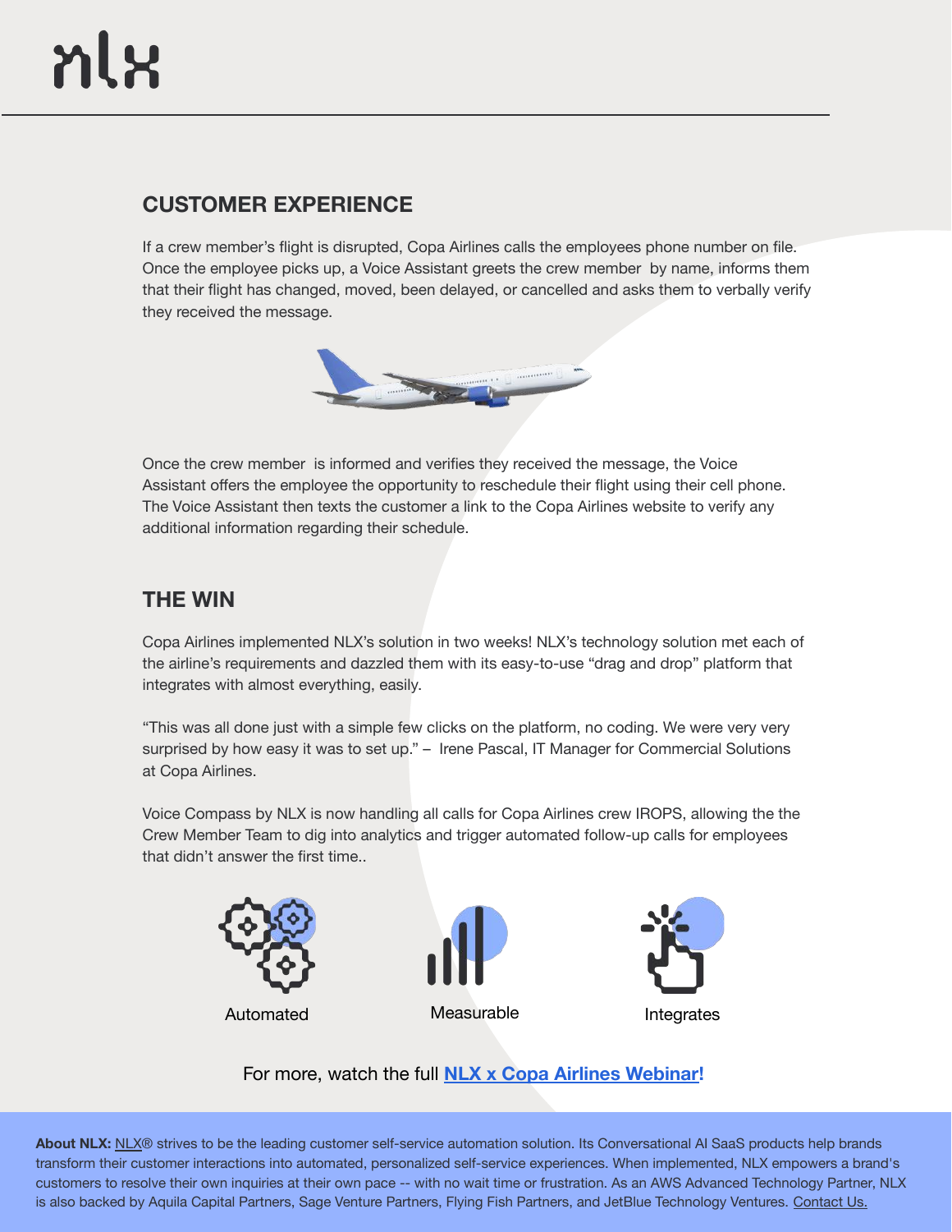## CUSTOMER EXPERIENCE

If a crew member's flight is disrupted, Copa Airlines calls the employees phone number on file. Once the employee picks up, a Voice Assistant greets the crew member by name, informs them that their flight has changed, moved, been delayed, or cancelled and asks them to verbally verify they received the message.

Once the crew member is informed and verifies they received the message, the Voice Assistant offers the employee the opportunity to reschedule their flight using their cell phone. The Voice Assistant then texts the customer a link to the Copa Airlines website to verify any additional information regarding their schedule.

## THE WIN

Copa Airlines implemented NLX's solution in two weeks! NLX's technology solution met each of the airline's requirements and dazzled them with its easy-to-use "drag and drop" platform that integrates with almost everything, easily.

"This was all done just with a simple few clicks on the platform, no coding. We were very very surprised by how easy it was to set up." – Irene Pascal, IT Manager for Commercial Solutions at Copa Airlines.

Voice Compass by NLX is now handling all calls for Copa Airlines crew IROPS, allowing the the Crew Member Team to dig into analytics and trigger automated follow-up calls for employees that didn't answer the first time..

Automated

Measurable

Integrates

For more, watch the full **NLX x Copa Airlines Webinar!**

**About NLX:** NLX® strives to be the leading customer self-service automation solution. Its Conversational AI SaaS products help brands transform their customer interactions into automated, personalized self-service experiences. When implemented, NLX empowers a brand's customers to resolve their own inquiries at their own pace -- with no wait time or frustration. As an AWS Advanced Technology Partner, NLX is also backed by Aquila Capital Partners, Sage Venture Partners, Flying Fish Partners, and JetBlue Technology Ventures. Contact Us.